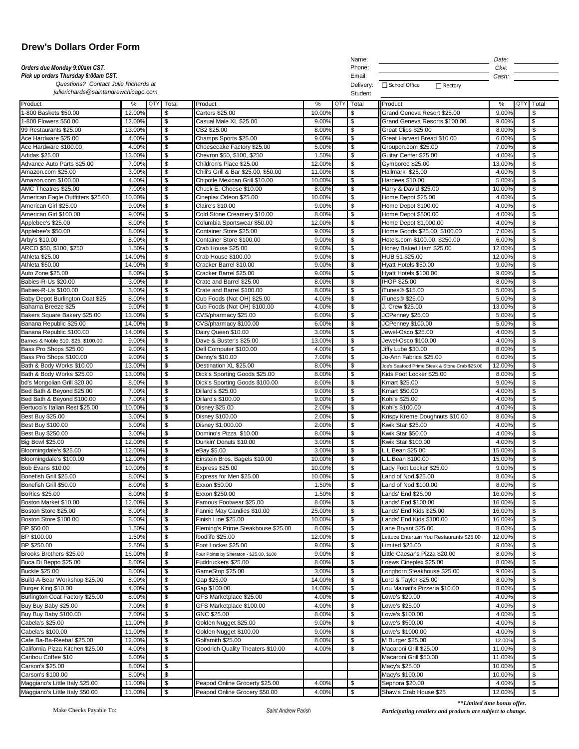# Drew's Dollars Order Form

***Orders due Monday 9:00am CST.***
***Pick up orders Thursday 8:00am CST.***
*Questions? Contact Julie Richards at julierichards@saintandrewchicago.com*

Name: ______________________ Date: __________
Phone: ______________________ Ck#: __________
Email: ______________________ Cash: __________
Delivery: ☐ School Office ☐ Rectory
Student

| Product | % | QTY | Total | Product | % | QTY | Total | Product | % | QTY | Total |
|---|---|---|---|---|---|---|---|---|---|---|---|
| 1-800 Baskets $50.00 | 12.00% | | $ | Carters $25.00 | 10.00% | | $ | Grand Geneva Resort $25.00 | 9.00% | | $ |
| 1-800 Flowers $50.00 | 12.00% | | $ | Casual Male XL $25.00 | 9.00% | | $ | Grand Geneva Resorts $100.00 | 9.00% | | $ |
| 99 Restaurants $25.00 | 13.00% | | $ | CB2 $25.00 | 8.00% | | $ | Great Clips $25.00 | 8.00% | | $ |
| Ace Hardware $25.00 | 4.00% | | $ | Champs Sports $25.00 | 9.00% | | $ | Great Harvest Bread $10.00 | 6.00% | | $ |
| Ace Hardware $100.00 | 4.00% | | $ | Cheesecake Factory $25.00 | 5.00% | | $ | Groupon.com $25.00 | 7.00% | | $ |
| Adidas $25.00 | 13.00% | | $ | Chevron $50, $100, $250 | 1.50% | | $ | Guitar Center $25.00 | 4.00% | | $ |
| Advance Auto Parts $25.00 | 7.00% | | $ | Children's Place $25.00 | 12.00% | | $ | Gymboree $25.00 | 13.00% | | $ |
| Amazon.com $25.00 | 3.00% | | $ | Chili's Grill & Bar $25.00, $50.00 | 11.00% | | $ | Hallmark $25.00 | 4.00% | | $ |
| Amazon.com $100.00 | 4.00% | | $ | Chipotle Mexican Grill $10.00 | 10.00% | | $ | Hardees $10.00 | 5.00% | | $ |
| AMC Theatres $25.00 | 7.00% | | $ | Chuck E. Cheese $10.00 | 8.00% | | $ | Harry & David $25.00 | 10.00% | | $ |
| American Eagle Outfitters $25.00 | 10.00% | | $ | Cineplex Odeon $25.00 | 10.00% | | $ | Home Depot $25.00 | 4.00% | | $ |
| American Girl $25.00 | 9.00% | | $ | Claire's $10.00 | 9.00% | | $ | Home Depot $100.00 | 4.00% | | $ |
| American Girl $100.00 | 9.00% | | $ | Cold Stone Creamery $10.00 | 8.00% | | $ | Home Depot $500.00 | 4.00% | | $ |
| Applebee's $25.00 | 8.00% | | $ | Columbia Sportswear $50.00 | 12.00% | | $ | Home Depot $1,000.00 | 4.00% | | $ |
| Applebee's $50.00 | 8.00% | | $ | Container Store $25.00 | 9.00% | | $ | Home Goods $25.00, $100.00 | 7.00% | | $ |
| Arby's $10.00 | 8.00% | | $ | Container Store $100.00 | 9.00% | | $ | Hotels.com $100.00, $250.00 | 6.00% | | $ |
| ARCO $50, $100, $250 | 1.50% | | $ | Crab House $25.00 | 9.00% | | $ | Honey Baked Ham $25.00 | 12.00% | | $ |
| Athleta $25.00 | 14.00% | | $ | Crab House $100.00 | 9.00% | | $ | HUB 51 $25.00 | 12.00% | | $ |
| Athleta $50.00 | 14.00% | | $ | Cracker Barrel $10.00 | 9.00% | | $ | Hyatt Hotels $50.00 | 9.00% | | $ |
| Auto Zone $25.00 | 8.00% | | $ | Cracker Barrel $25.00 | 9.00% | | $ | Hyatt Hotels $100.00 | 9.00% | | $ |
| Babies-R-Us $20.00 | 3.00% | | $ | Crate and Barrel $25.00 | 8.00% | | $ | IHOP $25.00 | 8.00% | | $ |
| Babies-R-Us $100.00 | 3.00% | | $ | Crate and Barrel $100.00 | 8.00% | | $ | iTunes® $15.00 | 5.00% | | $ |
| Baby Depot Burlington Coat $25 | 8.00% | | $ | Cub Foods (Not OH) $25.00 | 4.00% | | $ | iTunes® $25.00 | 5.00% | | $ |
| Bahama Breeze $25 | 9.00% | | $ | Cub Foods (Not OH) $100.00 | 4.00% | | $ | J. Crew $25.00 | 13.00% | | $ |
| Bakers Square Bakery $25.00 | 13.00% | | $ | CVS/pharmacy $25.00 | 6.00% | | $ | JCPenney $25.00 | 5.00% | | $ |
| Banana Republic $25.00 | 14.00% | | $ | CVS/pharmacy $100.00 | 6.00% | | $ | JCPenney $100.00 | 5.00% | | $ |
| Banana Republic $100.00 | 14.00% | | $ | Dairy Queen $10.00 | 3.00% | | $ | Jewel-Osco $25.00 | 4.00% | | $ |
| Barnes & Noble $10, $25, $100.00 | 9.00% | | $ | Dave & Buster's $25.00 | 13.00% | | $ | Jewel-Osco $100.00 | 4.00% | | $ |
| Bass Pro Shops $25.00 | 9.00% | | $ | Dell Computer $100.00 | 4.00% | | $ | Jiffy Lube $30.00 | 8.00% | | $ |
| Bass Pro Shops $100.00 | 9.00% | | $ | Denny's $10.00 | 7.00% | | $ | Jo-Ann Fabrics $25.00 | 6.00% | | $ |
| Bath & Body Works $10.00 | 13.00% | | $ | Destination XL $25.00 | 8.00% | | $ | Joe's Seafood Prime Steak & Stone Crab $25.00 | 12.00% | | $ |
| Bath & Body Works $25.00 | 13.00% | | $ | Dick's Sporting Goods $25.00 | 8.00% | | $ | Kids Foot Locker $25.00 | 8.00% | | $ |
| bd's Mongolian Grill $20.00 | 8.00% | | $ | Dick's Sporting Goods $100.00 | 8.00% | | $ | Kmart $25.00 | 9.00% | | $ |
| Bed Bath & Beyond $25.00 | 7.00% | | $ | Dillard's $25.00 | 9.00% | | $ | Kmart $50.00 | 4.00% | | $ |
| Bed Bath & Beyond $100.00 | 7.00% | | $ | Dillard's $100.00 | 9.00% | | $ | Kohl's $25.00 | 4.00% | | $ |
| Bertucci's Italian Rest $25.00 | 10.00% | | $ | Disney $25.00 | 2.00% | | $ | Kohl's $100.00 | 4.00% | | $ |
| Best Buy $25.00 | 3.00% | | $ | Disney $100.00 | 2.00% | | $ | Krispy Kreme Doughnuts $10.00 | 8.00% | | $ |
| Best Buy $100.00 | 3.00% | | $ | Disney $1,000.00 | 2.00% | | $ | Kwik Star $25.00 | 4.00% | | $ |
| Best Buy $250.00 | 3.00% | | $ | Domino's Pizza $10.00 | 8.00% | | $ | Kwik Star $50.00 | 4.00% | | $ |
| Big Bowl $25.00 | 12.00% | | $ | Dunkin' Donuts $10.00 | 3.00% | | $ | Kwik Star $100.00 | 4.00% | | $ |
| Bloomingdale's $25.00 | 12.00% | | $ | eBay $5.00 | 3.00% | | $ | L.L.Bean $25.00 | 15.00% | | $ |
| Bloomingdale's $100.00 | 12.00% | | $ | Einstein Bros. Bagels $10.00 | 10.00% | | $ | L.L.Bean $100.00 | 15.00% | | $ |
| Bob Evans $10.00 | 10.00% | | $ | Express $25.00 | 10.00% | | $ | Lady Foot Locker $25.00 | 9.00% | | $ |
| Bonefish Grill $25.00 | 8.00% | | $ | Express for Men $25.00 | 10.00% | | $ | Land of Nod $25.00 | 8.00% | | $ |
| Bonefish Grill $50.00 | 8.00% | | $ | Exxon $50.00 | 1.50% | | $ | Land of Nod $100.00 | 8.00% | | $ |
| BoRics $25.00 | 8.00% | | $ | Exxon $250.00 | 1.50% | | $ | Lands' End $25.00 | 16.00% | | $ |
| Boston Market $10.00 | 12.00% | | $ | Famous Footwear $25.00 | 8.00% | | $ | Lands' End $100.00 | 16.00% | | $ |
| Boston Store $25.00 | 8.00% | | $ | Fannie May Candies $10.00 | 25.00% | | $ | Lands' End Kids $25.00 | 16.00% | | $ |
| Boston Store $100.00 | 8.00% | | $ | Finish Line $25.00 | 10.00% | | $ | Lands' End Kids $100.00 | 16.00% | | $ |
| BP $50.00 | 1.50% | | $ | Fleming's Prime Steakhouse $25.00 | 8.00% | | $ | Lane Bryant $25.00 | 8.00% | | $ |
| BP $100.00 | 1.50% | | $ | foodlife $25.00 | 12.00% | | $ | Lettuce Entertain You Restaurants $25.00 | 12.00% | | $ |
| BP $250.00 | 2.50% | | $ | Foot Locker $25.00 | 9.00% | | $ | Limited $25.00 | 9.00% | | $ |
| Brooks Brothers $25.00 | 16.00% | | $ | Four Points by Sheraton - $25.00, $100 | 9.00% | | $ | Little Caesar's Pizza $20.00 | 8.00% | | $ |
| Buca Di Beppo $25.00 | 8.00% | | $ | Fuddruckers $25.00 | 8.00% | | $ | Loews Cineplex $25.00 | 8.00% | | $ |
| Buckle $25.00 | 8.00% | | $ | GameStop $25.00 | 3.00% | | $ | Longhorn Steakhouse $25.00 | 9.00% | | $ |
| Build-A-Bear Workshop $25.00 | 8.00% | | $ | Gap $25.00 | 14.00% | | $ | Lord & Taylor $25.00 | 8.00% | | $ |
| Burger King $10.00 | 4.00% | | $ | Gap $100.00 | 14.00% | | $ | Lou Malnati's Pizzeria $10.00 | 8.00% | | $ |
| Burlington Coat Factory $25.00 | 8.00% | | $ | GFS Marketplace $25.00 | 4.00% | | $ | Lowe's $20.00 | 4.00% | | $ |
| Buy Buy Baby $25.00 | 7.00% | | $ | GFS Marketplace $100.00 | 4.00% | | $ | Lowe's $25.00 | 4.00% | | $ |
| Buy Buy Baby $100.00 | 7.00% | | $ | GNC $25.00 | 8.00% | | $ | Lowe's $100.00 | 4.00% | | $ |
| Cabela's $25.00 | 11.00% | | $ | Golden Nugget $25.00 | 9.00% | | $ | Lowe's $500.00 | 4.00% | | $ |
| Cabela's $100.00 | 11.00% | | $ | Golden Nugget $100.00 | 9.00% | | $ | Lowe's $1000.00 | 4.00% | | $ |
| Cafe Ba-Ba-Reeba! $25.00 | 12.00% | | $ | Golfsmith $25.00 | 8.00% | | $ | M Burger $25.00 | 12.00% | | $ |
| California Pizza Kitchen $25.00 | 4.00% | | $ | Goodrich Quality Theaters $10.00 | 4.00% | | $ | Macaroni Grill $25.00 | 11.00% | | $ |
| Caribou Coffee $10 | 6.00% | | $ | | | | | Macaroni Grill $50.00 | 11.00% | | $ |
| Carson's $25.00 | 8.00% | | $ | | | | | Macy's $25.00 | 10.00% | | $ |
| Carson's $100.00 | 8.00% | | $ | | | | | Macy's $100.00 | 10.00% | | $ |
| Maggiano's Little Italy $25.00 | 11.00% | | $ | Peapod Online Grocery $25.00 | 4.00% | | $ | Sephora $20.00 | 4.00% | | $ |
| Maggiano's Little Italy $50.00 | 11.00% | | $ | Peapod Online Grocery $50.00 | 4.00% | | $ | Shaw's Crab House $25 | 12.00% | | $ |

Make Checks Payable To: *Saint Andrew Parish*

***\*\*Limited time bonus offer.***
***Participating retailers and products are subject to change.***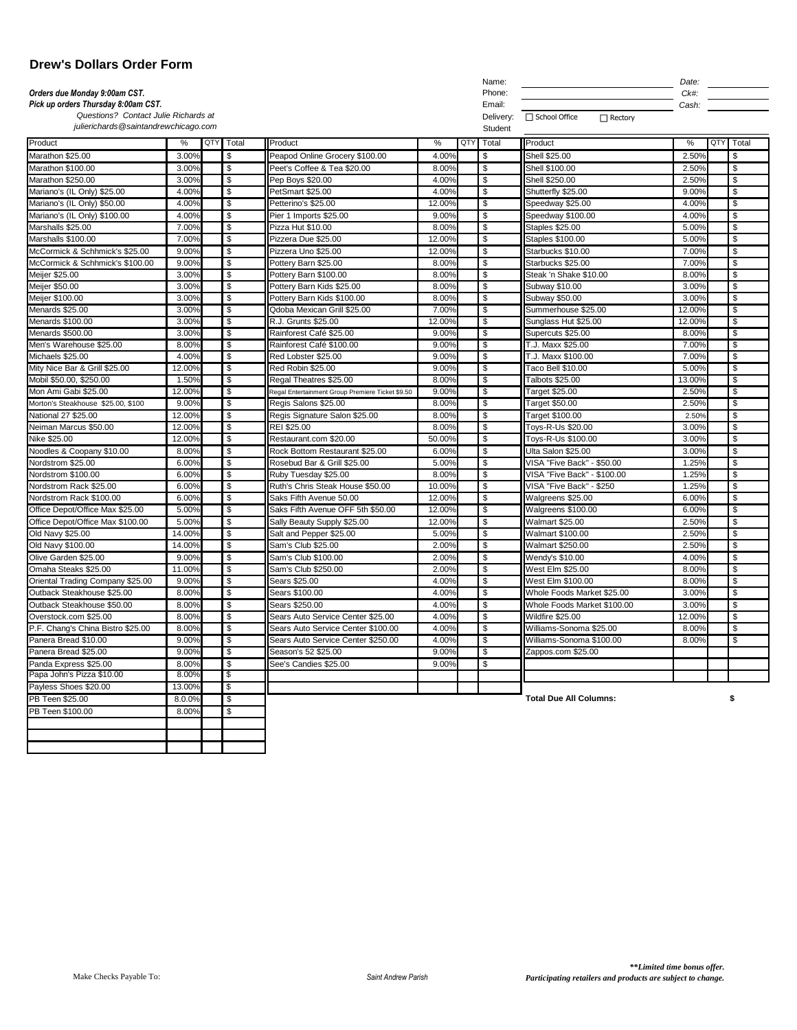# Drew's Dollars Order Form

***Orders due Monday 9:00am CST.***
***Pick up orders Thursday 8:00am CST.***
*Questions? Contact Julie Richards at*
*julierichards@saintandrewchicago.com*

Name: ______________________ *Date:* __________
Phone: ______________________ *Ck#:* __________
Email: ______________________ *Cash:* __________
Delivery: ☐ School Office ☐ Rectory
Student

| Product | % | QTY | Total | Product | % | QTY | Total | Product | % | QTY | Total |
|---|---|---|---|---|---|---|---|---|---|---|---|
| Marathon $25.00 | 3.00% | | $ | Peapod Online Grocery $100.00 | 4.00% | | $ | Shell $25.00 | 2.50% | | $ |
| Marathon $100.00 | 3.00% | | $ | Peet's Coffee & Tea $20.00 | 8.00% | | $ | Shell $100.00 | 2.50% | | $ |
| Marathon $250.00 | 3.00% | | $ | Pep Boys $20.00 | 4.00% | | $ | Shell $250.00 | 2.50% | | $ |
| Mariano's (IL Only) $25.00 | 4.00% | | $ | PetSmart $25.00 | 4.00% | | $ | Shutterfly $25.00 | 9.00% | | $ |
| Mariano's (IL Only) $50.00 | 4.00% | | $ | Petterino's $25.00 | 12.00% | | $ | Speedway $25.00 | 4.00% | | $ |
| Mariano's (IL Only) $100.00 | 4.00% | | $ | Pier 1 Imports $25.00 | 9.00% | | $ | Speedway $100.00 | 4.00% | | $ |
| Marshalls $25.00 | 7.00% | | $ | Pizza Hut $10.00 | 8.00% | | $ | Staples $25.00 | 5.00% | | $ |
| Marshalls $100.00 | 7.00% | | $ | Pizzera Due $25.00 | 12.00% | | $ | Staples $100.00 | 5.00% | | $ |
| McCormick & Schhmick's $25.00 | 9.00% | | $ | Pizzera Uno $25.00 | 12.00% | | $ | Starbucks $10.00 | 7.00% | | $ |
| McCormick & Schhmick's $100.00 | 9.00% | | $ | Pottery Barn $25.00 | 8.00% | | $ | Starbucks $25.00 | 7.00% | | $ |
| Meijer $25.00 | 3.00% | | $ | Pottery Barn $100.00 | 8.00% | | $ | Steak 'n Shake $10.00 | 8.00% | | $ |
| Meijer $50.00 | 3.00% | | $ | Pottery Barn Kids $25.00 | 8.00% | | $ | Subway $10.00 | 3.00% | | $ |
| Meijer $100.00 | 3.00% | | $ | Pottery Barn Kids $100.00 | 8.00% | | $ | Subway $50.00 | 3.00% | | $ |
| Menards $25.00 | 3.00% | | $ | Qdoba Mexican Grill $25.00 | 7.00% | | $ | Summerhouse $25.00 | 12.00% | | $ |
| Menards $100.00 | 3.00% | | $ | R.J. Grunts $25.00 | 12.00% | | $ | Sunglass Hut $25.00 | 12.00% | | $ |
| Menards $500.00 | 3.00% | | $ | Rainforest Café $25.00 | 9.00% | | $ | Supercuts $25.00 | 8.00% | | $ |
| Men's Warehouse $25.00 | 8.00% | | $ | Rainforest Café $100.00 | 9.00% | | $ | T.J. Maxx $25.00 | 7.00% | | $ |
| Michaels $25.00 | 4.00% | | $ | Red Lobster $25.00 | 9.00% | | $ | T.J. Maxx $100.00 | 7.00% | | $ |
| Mity Nice Bar & Grill $25.00 | 12.00% | | $ | Red Robin $25.00 | 9.00% | | $ | Taco Bell $10.00 | 5.00% | | $ |
| Mobil $50.00, $250.00 | 1.50% | | $ | Regal Theatres $25.00 | 8.00% | | $ | Talbots $25.00 | 13.00% | | $ |
| Mon Ami Gabi $25.00 | 12.00% | | $ | Regal Entertainment Group Premiere Ticket $9.50 | 9.00% | | $ | Target $25.00 | 2.50% | | $ |
| Morton's Steakhouse $25.00, $100 | 9.00% | | $ | Regis Salons $25.00 | 8.00% | | $ | Target $50.00 | 2.50% | | $ |
| National 27 $25.00 | 12.00% | | $ | Regis Signature Salon $25.00 | 8.00% | | $ | Target $100.00 | 2.50% | | $ |
| Neiman Marcus $50.00 | 12.00% | | $ | REI $25.00 | 8.00% | | $ | Toys-R-Us $20.00 | 3.00% | | $ |
| Nike $25.00 | 12.00% | | $ | Restaurant.com $20.00 | 50.00% | | $ | Toys-R-Us $100.00 | 3.00% | | $ |
| Noodles & Coopany $10.00 | 8.00% | | $ | Rock Bottom Restaurant $25.00 | 6.00% | | $ | Ulta Salon $25.00 | 3.00% | | $ |
| Nordstrom $25.00 | 6.00% | | $ | Rosebud Bar & Grill $25.00 | 5.00% | | $ | VISA "Five Back" - $50.00 | 1.25% | | $ |
| Nordstrom $100.00 | 6.00% | | $ | Ruby Tuesday $25.00 | 8.00% | | $ | VISA "Five Back" - $100.00 | 1.25% | | $ |
| Nordstrom Rack $25.00 | 6.00% | | $ | Ruth's Chris Steak House $50.00 | 10.00% | | $ | VISA "Five Back" - $250 | 1.25% | | $ |
| Nordstrom Rack $100.00 | 6.00% | | $ | Saks Fifth Avenue 50.00 | 12.00% | | $ | Walgreens $25.00 | 6.00% | | $ |
| Office Depot/Office Max $25.00 | 5.00% | | $ | Saks Fifth Avenue OFF 5th $50.00 | 12.00% | | $ | Walgreens $100.00 | 6.00% | | $ |
| Office Depot/Office Max $100.00 | 5.00% | | $ | Sally Beauty Supply $25.00 | 12.00% | | $ | Walmart $25.00 | 2.50% | | $ |
| Old Navy $25.00 | 14.00% | | $ | Salt and Pepper $25.00 | 5.00% | | $ | Walmart $100.00 | 2.50% | | $ |
| Old Navy $100.00 | 14.00% | | $ | Sam's Club $25.00 | 2.00% | | $ | Walmart $250.00 | 2.50% | | $ |
| Olive Garden $25.00 | 9.00% | | $ | Sam's Club $100.00 | 2.00% | | $ | Wendy's $10.00 | 4.00% | | $ |
| Omaha Steaks $25.00 | 11.00% | | $ | Sam's Club $250.00 | 2.00% | | $ | West Elm $25.00 | 8.00% | | $ |
| Oriental Trading Company $25.00 | 9.00% | | $ | Sears $25.00 | 4.00% | | $ | West Elm $100.00 | 8.00% | | $ |
| Outback Steakhouse $25.00 | 8.00% | | $ | Sears $100.00 | 4.00% | | $ | Whole Foods Market $25.00 | 3.00% | | $ |
| Outback Steakhouse $50.00 | 8.00% | | $ | Sears $250.00 | 4.00% | | $ | Whole Foods Market $100.00 | 3.00% | | $ |
| Overstock.com $25.00 | 8.00% | | $ | Sears Auto Service Center $25.00 | 4.00% | | $ | Wildfire $25.00 | 12.00% | | $ |
| P.F. Chang's China Bistro $25.00 | 8.00% | | $ | Sears Auto Service Center $100.00 | 4.00% | | $ | Williams-Sonoma $25.00 | 8.00% | | $ |
| Panera Bread $10.00 | 9.00% | | $ | Sears Auto Service Center $250.00 | 4.00% | | $ | Williams-Sonoma $100.00 | 8.00% | | $ |
| Panera Bread $25.00 | 9.00% | | $ | Season's 52 $25.00 | 9.00% | | $ | Zappos.com $25.00 | | | |
| Panda Express $25.00 | 8.00% | | $ | See's Candies $25.00 | 9.00% | | $ | | | | |
| Papa John's Pizza $10.00 | 8.00% | | $ | | | | | | | | |
| Payless Shoes $20.00 | 13.00% | | $ | | | | | | | | |
| PB Teen $25.00 | 8.0.0% | | $ | | | | | **Total Due All Columns:** | | | $ |
| PB Teen $100.00 | 8.00% | | $ | | | | | | | | |
| | | | | | | | | | | | |
| | | | | | | | | | | | |
| | | | | | | | | | | | |

Make Checks Payable To: *Saint Andrew Parish*

***\*\*Limited time bonus offer.***
***Participating retailers and products are subject to change.***